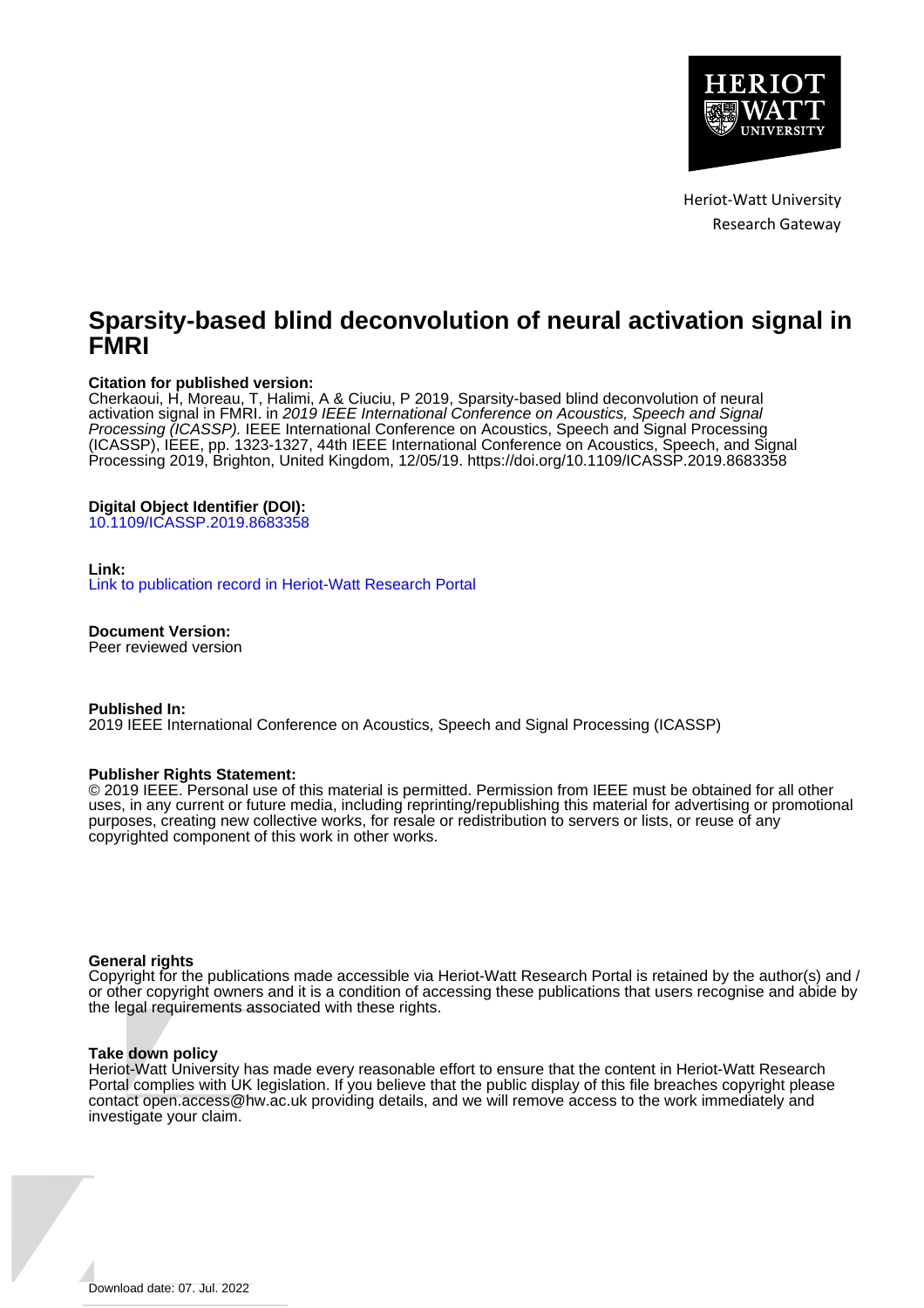Heriot-Watt University
Research Gateway

# Sparsity-based blind deconvolution of neural activation signal in FMRI

**Citation for published version:**
Cherkaoui, H, Moreau, T, Halimi, A & Ciuciu, P 2019, Sparsity-based blind deconvolution of neural activation signal in FMRI. in *2019 IEEE International Conference on Acoustics, Speech and Signal Processing (ICASSP).* IEEE International Conference on Acoustics, Speech and Signal Processing (ICASSP), IEEE, pp. 1323-1327, 44th IEEE International Conference on Acoustics, Speech, and Signal Processing 2019, Brighton, United Kingdom, 12/05/19. https://doi.org/10.1109/ICASSP.2019.8683358

**Digital Object Identifier (DOI):**
10.1109/ICASSP.2019.8683358

**Link:**
Link to publication record in Heriot-Watt Research Portal

**Document Version:**
Peer reviewed version

**Published In:**
2019 IEEE International Conference on Acoustics, Speech and Signal Processing (ICASSP)

**Publisher Rights Statement:**
© 2019 IEEE. Personal use of this material is permitted. Permission from IEEE must be obtained for all other uses, in any current or future media, including reprinting/republishing this material for advertising or promotional purposes, creating new collective works, for resale or redistribution to servers or lists, or reuse of any copyrighted component of this work in other works.

**General rights**
Copyright for the publications made accessible via Heriot-Watt Research Portal is retained by the author(s) and / or other copyright owners and it is a condition of accessing these publications that users recognise and abide by the legal requirements associated with these rights.

**Take down policy**
Heriot-Watt University has made every reasonable effort to ensure that the content in Heriot-Watt Research Portal complies with UK legislation. If you believe that the public display of this file breaches copyright please contact open.access@hw.ac.uk providing details, and we will remove access to the work immediately and investigate your claim.

Download date: 07. Jul. 2022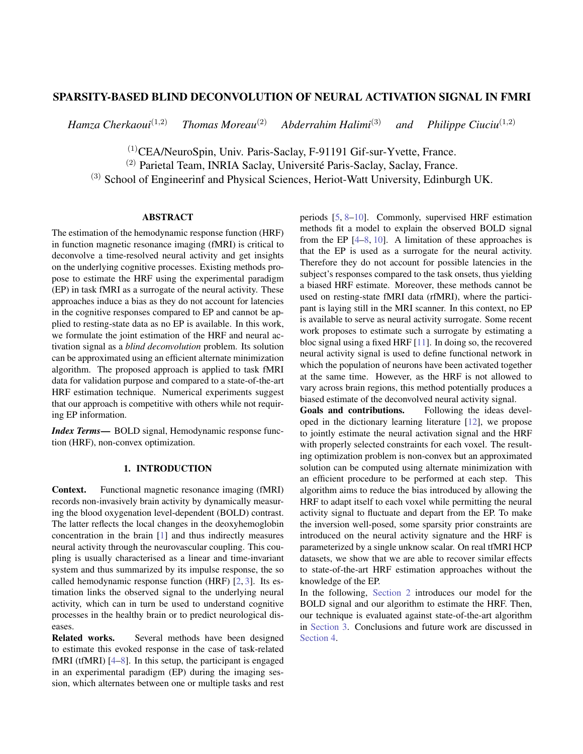# SPARSITY-BASED BLIND DECONVOLUTION OF NEURAL ACTIVATION SIGNAL IN FMRI

*Hamza Cherkaoui*[(1,2)] *Thomas Moreau*[(2)] *Abderrahim Halimi*[(3)] *and* *Philippe Ciuciu*[(1,2)]

[(1)]CEA/NeuroSpin, Univ. Paris-Saclay, F-91191 Gif-sur-Yvette, France.
[(2)] Parietal Team, INRIA Saclay, Université Paris-Saclay, Saclay, France.
[(3)] School of Engineerinf and Physical Sciences, Heriot-Watt University, Edinburgh UK.

## ABSTRACT

The estimation of the hemodynamic response function (HRF) in function magnetic resonance imaging (fMRI) is critical to deconvolve a time-resolved neural activity and get insights on the underlying cognitive processes. Existing methods propose to estimate the HRF using the experimental paradigm (EP) in task fMRI as a surrogate of the neural activity. These approaches induce a bias as they do not account for latencies in the cognitive responses compared to EP and cannot be applied to resting-state data as no EP is available. In this work, we formulate the joint estimation of the HRF and neural activation signal as a *blind deconvolution* problem. Its solution can be approximated using an efficient alternate minimization algorithm. The proposed approach is applied to task fMRI data for validation purpose and compared to a state-of-the-art HRF estimation technique. Numerical experiments suggest that our approach is competitive with others while not requiring EP information.

***Index Terms*—** BOLD signal, Hemodynamic response function (HRF), non-convex optimization.

## 1. INTRODUCTION

**Context.** Functional magnetic resonance imaging (fMRI) records non-invasively brain activity by dynamically measuring the blood oxygenation level-dependent (BOLD) contrast. The latter reflects the local changes in the deoxyhemoglobin concentration in the brain [1] and thus indirectly measures neural activity through the neurovascular coupling. This coupling is usually characterised as a linear and time-invariant system and thus summarized by its impulse response, the so called hemodynamic response function (HRF) [2, 3]. Its estimation links the observed signal to the underlying neural activity, which can in turn be used to understand cognitive processes in the healthy brain or to predict neurological diseases.

**Related works.** Several methods have been designed to estimate this evoked response in the case of task-related fMRI (tfMRI) [4–8]. In this setup, the participant is engaged in an experimental paradigm (EP) during the imaging session, which alternates between one or multiple tasks and rest periods [5, 8–10]. Commonly, supervised HRF estimation methods fit a model to explain the observed BOLD signal from the EP [4–8, 10]. A limitation of these approaches is that the EP is used as a surrogate for the neural activity. Therefore they do not account for possible latencies in the subject's responses compared to the task onsets, thus yielding a biased HRF estimate. Moreover, these methods cannot be used on resting-state fMRI data (rfMRI), where the participant is laying still in the MRI scanner. In this context, no EP is available to serve as neural activity surrogate. Some recent work proposes to estimate such a surrogate by estimating a bloc signal using a fixed HRF [11]. In doing so, the recovered neural activity signal is used to define functional network in which the population of neurons have been activated together at the same time. However, as the HRF is not allowed to vary across brain regions, this method potentially produces a biased estimate of the deconvolved neural activity signal.

**Goals and contributions.** Following the ideas developed in the dictionary learning literature [12], we propose to jointly estimate the neural activation signal and the HRF with properly selected constraints for each voxel. The resulting optimization problem is non-convex but an approximated solution can be computed using alternate minimization with an efficient procedure to be performed at each step. This algorithm aims to reduce the bias introduced by allowing the HRF to adapt itself to each voxel while permitting the neural activity signal to fluctuate and depart from the EP. To make the inversion well-posed, some sparsity prior constraints are introduced on the neural activity signature and the HRF is parameterized by a single unknow scalar. On real tfMRI HCP datasets, we show that we are able to recover similar effects to state-of-the-art HRF estimation approaches without the knowledge of the EP.

In the following, Section 2 introduces our model for the BOLD signal and our algorithm to estimate the HRF. Then, our technique is evaluated against state-of-the-art algorithm in Section 3. Conclusions and future work are discussed in Section 4.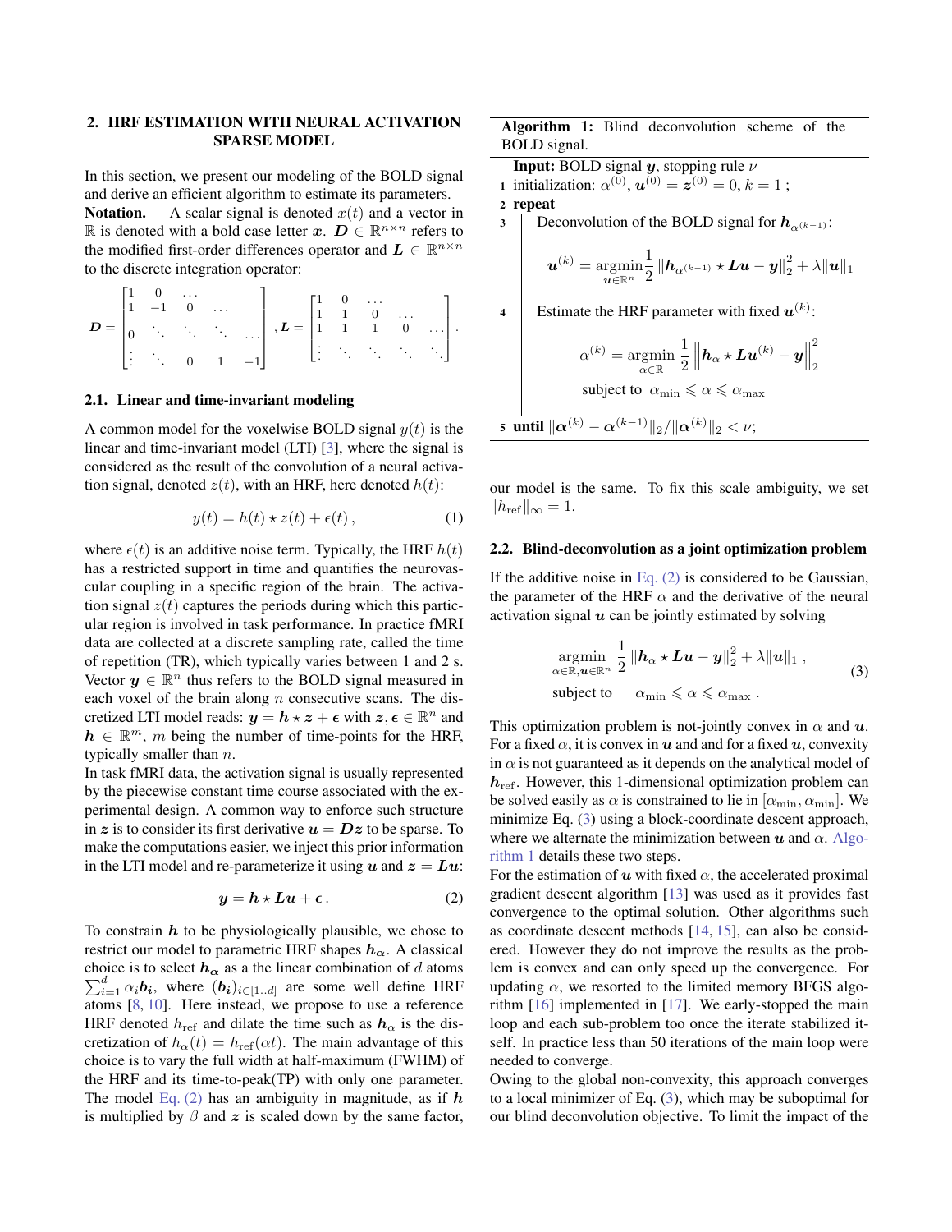## 2. HRF ESTIMATION WITH NEURAL ACTIVATION SPARSE MODEL

In this section, we present our modeling of the BOLD signal and derive an efficient algorithm to estimate its parameters.

**Notation.** A scalar signal is denoted $x(t)$ and a vector in $\mathbb{R}$ is denoted with a bold case letter $\boldsymbol{x}$. $\boldsymbol{D} \in \mathbb{R}^{n \times n}$ refers to the modified first-order differences operator and $\boldsymbol{L} \in \mathbb{R}^{n \times n}$ to the discrete integration operator:

$$\boldsymbol{D} = \begin{bmatrix} 1 & 0 & \dots & & \\ 1 & -1 & 0 & \dots & \\ 0 & \ddots & \ddots & \ddots & \dots \\ \vdots & \ddots & 0 & 1 & -1 \end{bmatrix}, \boldsymbol{L} = \begin{bmatrix} 1 & 0 & \dots & & \\ 1 & 1 & 0 & \dots & \\ 1 & 1 & 1 & 0 & \dots \\ \vdots & \ddots & \ddots & \ddots & \ddots \end{bmatrix}.$$

### 2.1. Linear and time-invariant modeling

A common model for the voxelwise BOLD signal $y(t)$ is the linear and time-invariant model (LTI) [3], where the signal is considered as the result of the convolution of a neural activation signal, denoted $z(t)$, with an HRF, here denoted $h(t)$:

$$y(t) = h(t) \star z(t) + \epsilon(t)\,, \tag{1}$$

where $\epsilon(t)$ is an additive noise term. Typically, the HRF $h(t)$ has a restricted support in time and quantifies the neurovascular coupling in a specific region of the brain. The activation signal $z(t)$ captures the periods during which this particular region is involved in task performance. In practice fMRI data are collected at a discrete sampling rate, called the time of repetition (TR), which typically varies between 1 and 2 s. Vector $\boldsymbol{y} \in \mathbb{R}^n$ thus refers to the BOLD signal measured in each voxel of the brain along $n$ consecutive scans. The discretized LTI model reads: $\boldsymbol{y} = \boldsymbol{h} \star \boldsymbol{z} + \boldsymbol{\epsilon}$ with $\boldsymbol{z}, \boldsymbol{\epsilon} \in \mathbb{R}^n$ and $\boldsymbol{h} \in \mathbb{R}^m$, $m$ being the number of time-points for the HRF, typically smaller than $n$.

In task fMRI data, the activation signal is usually represented by the piecewise constant time course associated with the experimental design. A common way to enforce such structure in $\boldsymbol{z}$ is to consider its first derivative $\boldsymbol{u} = \boldsymbol{D}\boldsymbol{z}$ to be sparse. To make the computations easier, we inject this prior information in the LTI model and re-parameterize it using $\boldsymbol{u}$ and $\boldsymbol{z} = \boldsymbol{L}\boldsymbol{u}$:

$$\boldsymbol{y} = \boldsymbol{h} \star \boldsymbol{L}\boldsymbol{u} + \boldsymbol{\epsilon}\,. \tag{2}$$

To constrain $\boldsymbol{h}$ to be physiologically plausible, we chose to restrict our model to parametric HRF shapes $\boldsymbol{h}_{\boldsymbol{\alpha}}$. A classical choice is to select $\boldsymbol{h}_{\boldsymbol{\alpha}}$ as a the linear combination of $d$ atoms $\sum_{i=1}^{d} \alpha_i \boldsymbol{b_i}$, where $(\boldsymbol{b_i})_{i \in [1..d]}$ are some well define HRF atoms [8, 10]. Here instead, we propose to use a reference HRF denoted $h_{\mathrm{ref}}$ and dilate the time such as $\boldsymbol{h}_\alpha$ is the discretization of $h_\alpha(t) = h_{\mathrm{ref}}(\alpha t)$. The main advantage of this choice is to vary the full width at half-maximum (FWHM) of the HRF and its time-to-peak(TP) with only one parameter. The model Eq. (2) has an ambiguity in magnitude, as if $\boldsymbol{h}$ is multiplied by $\beta$ and $\boldsymbol{z}$ is scaled down by the same factor, our model is the same. To fix this scale ambiguity, we set $\|h_{\mathrm{ref}}\|_\infty = 1$.

**Algorithm 1:** Blind deconvolution scheme of the BOLD signal.

**Input:** BOLD signal $\boldsymbol{y}$, stopping rule $\nu$

1. initialization: $\alpha^{(0)}$, $\boldsymbol{u}^{(0)} = \boldsymbol{z}^{(0)} = 0$, $k = 1$ ;
2. **repeat**
3. Deconvolution of the BOLD signal for $\boldsymbol{h}_{\alpha^{(k-1)}}$:
$$\boldsymbol{u}^{(k)} = \underset{\boldsymbol{u} \in \mathbb{R}^n}{\mathrm{argmin}} \frac{1}{2} \left\|\boldsymbol{h}_{\alpha^{(k-1)}} \star \boldsymbol{L}\boldsymbol{u} - \boldsymbol{y}\right\|_2^2 + \lambda \|\boldsymbol{u}\|_1$$
4. Estimate the HRF parameter with fixed $\boldsymbol{u}^{(k)}$:
$$\alpha^{(k)} = \underset{\alpha \in \mathbb{R}}{\mathrm{argmin}} \frac{1}{2} \left\|\boldsymbol{h}_\alpha \star \boldsymbol{L}\boldsymbol{u}^{(k)} - \boldsymbol{y}\right\|_2^2$$
$$\text{subject to} \quad \alpha_{\min} \leqslant \alpha \leqslant \alpha_{\max}$$
5. **until** $\|\boldsymbol{\alpha}^{(k)} - \boldsymbol{\alpha}^{(k-1)}\|_2 / \|\boldsymbol{\alpha}^{(k)}\|_2 < \nu$;

### 2.2. Blind-deconvolution as a joint optimization problem

If the additive noise in Eq. (2) is considered to be Gaussian, the parameter of the HRF $\alpha$ and the derivative of the neural activation signal $\boldsymbol{u}$ can be jointly estimated by solving

$$\begin{aligned} &\underset{\alpha \in \mathbb{R}, \boldsymbol{u} \in \mathbb{R}^n}{\mathrm{argmin}} \ \frac{1}{2} \left\|\boldsymbol{h}_\alpha \star \boldsymbol{L}\boldsymbol{u} - \boldsymbol{y}\right\|_2^2 + \lambda \|\boldsymbol{u}\|_1\,, \\ &\text{subject to} \quad \alpha_{\min} \leqslant \alpha \leqslant \alpha_{\max}\,. \end{aligned} \tag{3}$$

This optimization problem is not-jointly convex in $\alpha$ and $\boldsymbol{u}$. For a fixed $\alpha$, it is convex in $\boldsymbol{u}$ and and for a fixed $\boldsymbol{u}$, convexity in $\alpha$ is not guaranteed as it depends on the analytical model of $\boldsymbol{h}_{\mathrm{ref}}$. However, this 1-dimensional optimization problem can be solved easily as $\alpha$ is constrained to lie in $[\alpha_{\min}, \alpha_{\min}]$. We minimize Eq. (3) using a block-coordinate descent approach, where we alternate the minimization between $\boldsymbol{u}$ and $\alpha$. Algorithm 1 details these two steps.

For the estimation of $\boldsymbol{u}$ with fixed $\alpha$, the accelerated proximal gradient descent algorithm [13] was used as it provides fast convergence to the optimal solution. Other algorithms such as coordinate descent methods [14, 15], can also be considered. However they do not improve the results as the problem is convex and can only speed up the convergence. For updating $\alpha$, we resorted to the limited memory BFGS algorithm [16] implemented in [17]. We early-stopped the main loop and each sub-problem too once the iterate stabilized itself. In practice less than 50 iterations of the main loop were needed to converge.

Owing to the global non-convexity, this approach converges to a local minimizer of Eq. (3), which may be suboptimal for our blind deconvolution objective. To limit the impact of the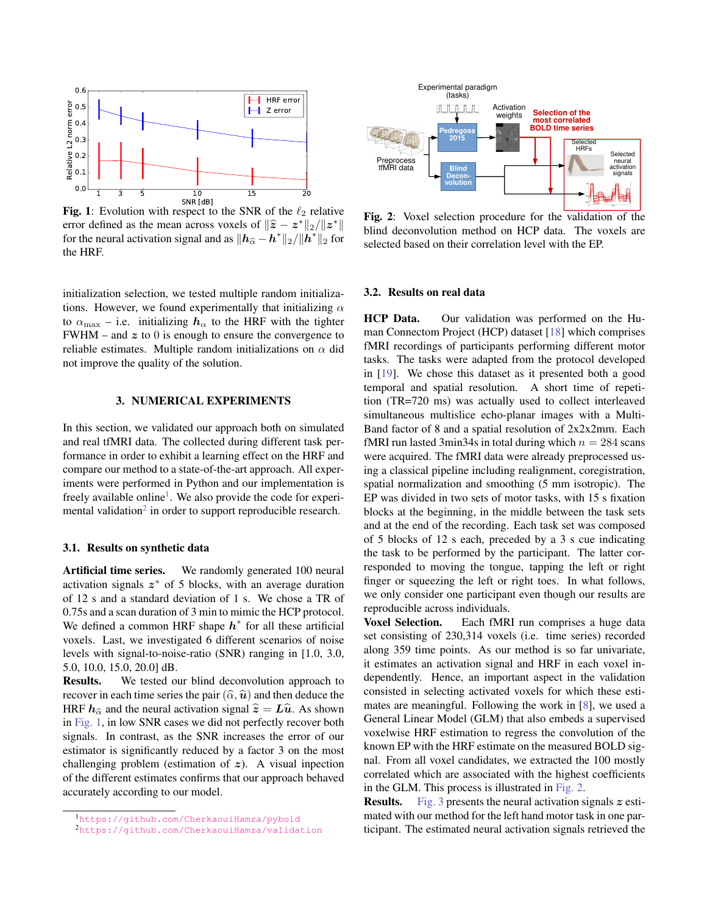**Fig. 1**: Evolution with respect to the SNR of the $\ell_2$ relative error defined as the mean across voxels of $\|\hat{z} - z^*\|_2/\|z^*\|$ for the neural activation signal and as $\|h_{\hat{\alpha}} - h^*\|_2/\|h^*\|_2$ for the HRF.

**Fig. 2**: Voxel selection procedure for the validation of the blind deconvolution method on HCP data. The voxels are selected based on their correlation level with the EP.

initialization selection, we tested multiple random initializations. However, we found experimentally that initializing $\alpha$ to $\alpha_{\max}$ – i.e. initializing $h_\alpha$ to the HRF with the tighter FWHM – and $z$ to 0 is enough to ensure the convergence to reliable estimates. Multiple random initializations on $\alpha$ did not improve the quality of the solution.

## 3. NUMERICAL EXPERIMENTS

In this section, we validated our approach both on simulated and real tfMRI data. The collected during different task performance in order to exhibit a learning effect on the HRF and compare our method to a state-of-the-art approach. All experiments were performed in Python and our implementation is freely available online[1]. We also provide the code for experimental validation[2] in order to support reproducible research.

### 3.1. Results on synthetic data

**Artificial time series.** We randomly generated 100 neural activation signals $z^*$ of 5 blocks, with an average duration of 12 s and a standard deviation of 1 s. We chose a TR of 0.75s and a scan duration of 3 min to mimic the HCP protocol. We defined a common HRF shape $h^*$ for all these artificial voxels. Last, we investigated 6 different scenarios of noise levels with signal-to-noise-ratio (SNR) ranging in [1.0, 3.0, 5.0, 10.0, 15.0, 20.0] dB.

**Results.** We tested our blind deconvolution approach to recover in each time series the pair $(\hat{\alpha}, \hat{u})$ and then deduce the HRF $h_{\hat{\alpha}}$ and the neural activation signal $\hat{z} = L\hat{u}$. As shown in Fig. 1, in low SNR cases we did not perfectly recover both signals. In contrast, as the SNR increases the error of our estimator is significantly reduced by a factor 3 on the most challenging problem (estimation of $z$). A visual inpection of the different estimates confirms that our approach behaved accurately according to our model.

[1]https://github.com/CherkaouiHamza/pybold
[2]https://github.com/CherkaouiHamza/validation

### 3.2. Results on real data

**HCP Data.** Our validation was performed on the Human Connectom Project (HCP) dataset [18] which comprises fMRI recordings of participants performing different motor tasks. The tasks were adapted from the protocol developed in [19]. We chose this dataset as it presented both a good temporal and spatial resolution. A short time of repetition (TR=720 ms) was actually used to collect interleaved simultaneous multislice echo-planar images with a Multi-Band factor of 8 and a spatial resolution of 2x2x2mm. Each fMRI run lasted 3min34s in total during which $n = 284$ scans were acquired. The fMRI data were already preprocessed using a classical pipeline including realignment, coregistration, spatial normalization and smoothing (5 mm isotropic). The EP was divided in two sets of motor tasks, with 15 s fixation blocks at the beginning, in the middle between the task sets and at the end of the recording. Each task set was composed of 5 blocks of 12 s each, preceded by a 3 s cue indicating the task to be performed by the participant. The latter corresponded to moving the tongue, tapping the left or right finger or squeezing the left or right toes. In what follows, we only consider one participant even though our results are reproducible across individuals.

**Voxel Selection.** Each fMRI run comprises a huge data set consisting of 230,314 voxels (i.e. time series) recorded along 359 time points. As our method is so far univariate, it estimates an activation signal and HRF in each voxel independently. Hence, an important aspect in the validation consisted in selecting activated voxels for which these estimates are meaningful. Following the work in [8], we used a General Linear Model (GLM) that also embeds a supervised voxelwise HRF estimation to regress the convolution of the known EP with the HRF estimate on the measured BOLD signal. From all voxel candidates, we extracted the 100 mostly correlated which are associated with the highest coefficients in the GLM. This process is illustrated in Fig. 2.

**Results.** Fig. 3 presents the neural activation signals $z$ estimated with our method for the left hand motor task in one participant. The estimated neural activation signals retrieved the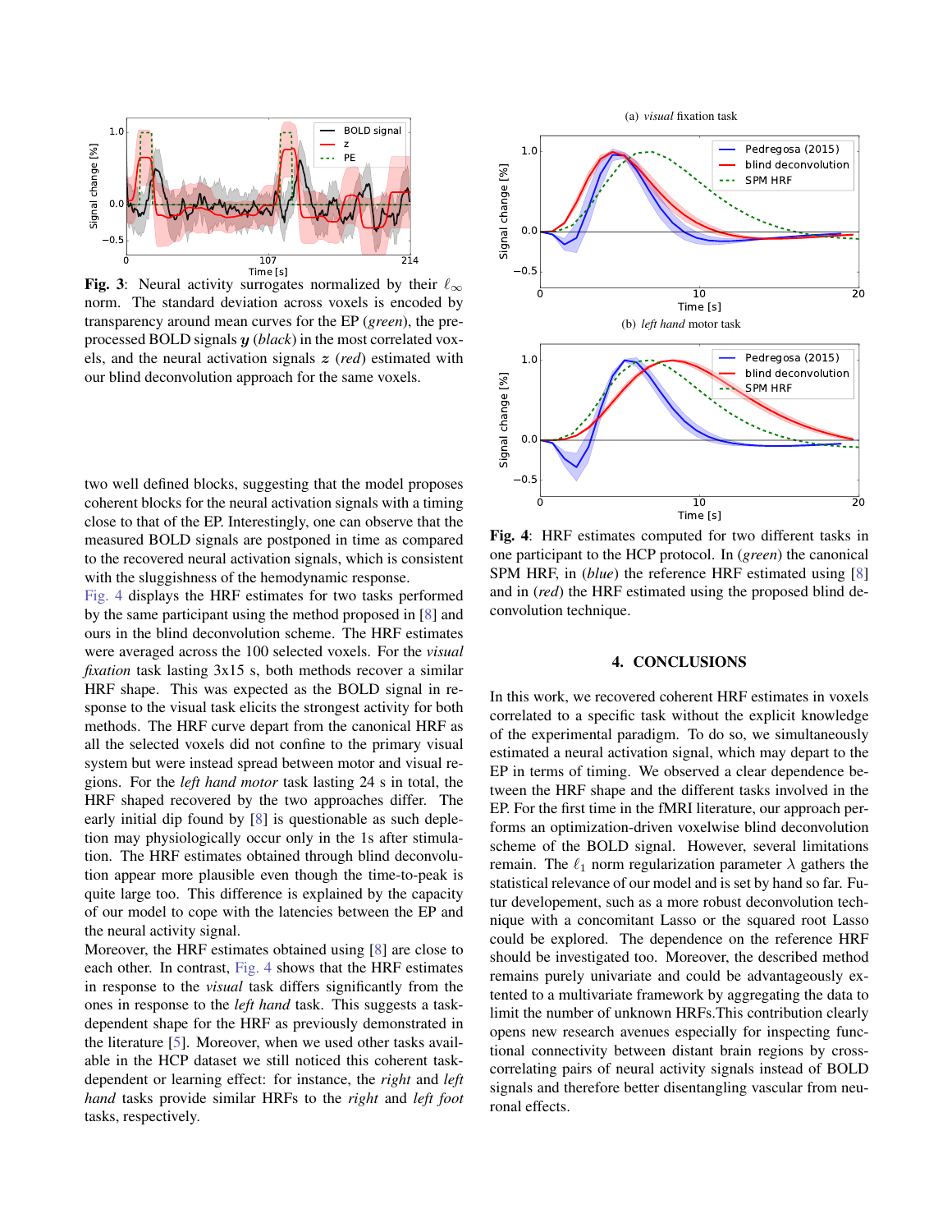**Fig. 3**: Neural activity surrogates normalized by their $\ell_\infty$ norm. The standard deviation across voxels is encoded by transparency around mean curves for the EP (*green*), the pre-processed BOLD signals $\boldsymbol{y}$ (*black*) in the most correlated voxels, and the neural activation signals $\boldsymbol{z}$ (*red*) estimated with our blind deconvolution approach for the same voxels.

two well defined blocks, suggesting that the model proposes coherent blocks for the neural activation signals with a timing close to that of the EP. Interestingly, one can observe that the measured BOLD signals are postponed in time as compared to the recovered neural activation signals, which is consistent with the sluggishness of the hemodynamic response.

Fig. 4 displays the HRF estimates for two tasks performed by the same participant using the method proposed in [8] and ours in the blind deconvolution scheme. The HRF estimates were averaged across the 100 selected voxels. For the *visual fixation* task lasting 3x15 s, both methods recover a similar HRF shape. This was expected as the BOLD signal in response to the visual task elicits the strongest activity for both methods. The HRF curve depart from the canonical HRF as all the selected voxels did not confine to the primary visual system but were instead spread between motor and visual regions. For the *left hand motor* task lasting 24 s in total, the HRF shaped recovered by the two approaches differ. The early initial dip found by [8] is questionable as such depletion may physiologically occur only in the 1s after stimulation. The HRF estimates obtained through blind deconvolution appear more plausible even though the time-to-peak is quite large too. This difference is explained by the capacity of our model to cope with the latencies between the EP and the neural activity signal.

Moreover, the HRF estimates obtained using [8] are close to each other. In contrast, Fig. 4 shows that the HRF estimates in response to the *visual* task differs significantly from the ones in response to the *left hand* task. This suggests a task-dependent shape for the HRF as previously demonstrated in the literature [5]. Moreover, when we used other tasks available in the HCP dataset we still noticed this coherent task-dependent or learning effect: for instance, the *right* and *left hand* tasks provide similar HRFs to the *right* and *left foot* tasks, respectively.

(a) *visual* fixation task

(b) *left hand* motor task

**Fig. 4**: HRF estimates computed for two different tasks in one participant to the HCP protocol. In (*green*) the canonical SPM HRF, in (*blue*) the reference HRF estimated using [8] and in (*red*) the HRF estimated using the proposed blind deconvolution technique.

## 4. CONCLUSIONS

In this work, we recovered coherent HRF estimates in voxels correlated to a specific task without the explicit knowledge of the experimental paradigm. To do so, we simultaneously estimated a neural activation signal, which may depart to the EP in terms of timing. We observed a clear dependence between the HRF shape and the different tasks involved in the EP. For the first time in the fMRI literature, our approach performs an optimization-driven voxelwise blind deconvolution scheme of the BOLD signal. However, several limitations remain. The $\ell_1$ norm regularization parameter $\lambda$ gathers the statistical relevance of our model and is set by hand so far. Futur developement, such as a more robust deconvolution technique with a concomitant Lasso or the squared root Lasso could be explored. The dependence on the reference HRF should be investigated too. Moreover, the described method remains purely univariate and could be advantageously extented to a multivariate framework by aggregating the data to limit the number of unknown HRFs.This contribution clearly opens new research avenues especially for inspecting functional connectivity between distant brain regions by cross-correlating pairs of neural activity signals instead of BOLD signals and therefore better disentangling vascular from neuronal effects.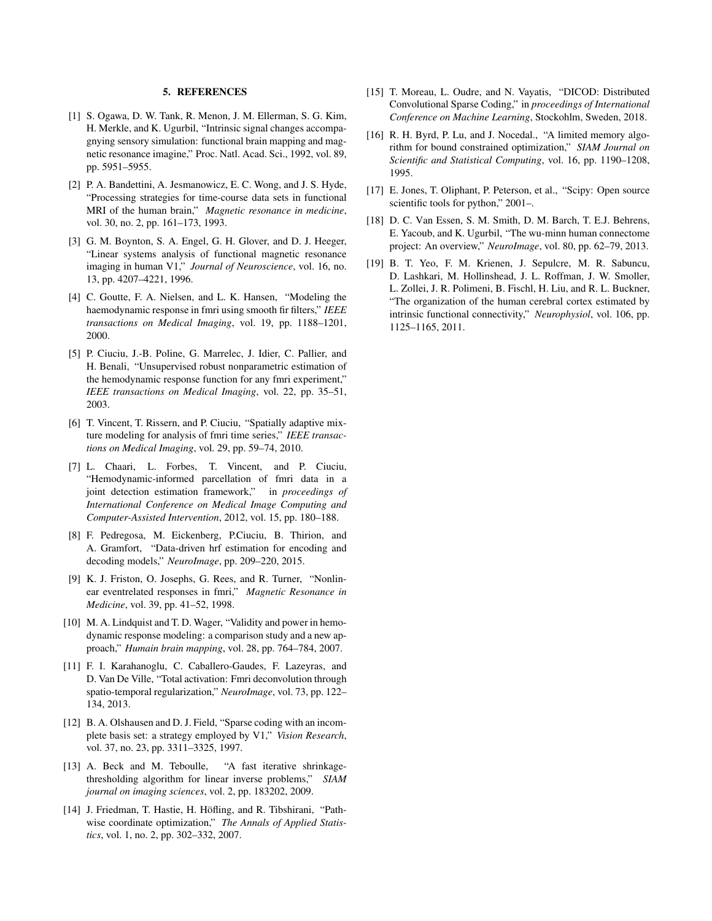## 5. REFERENCES

[1] S. Ogawa, D. W. Tank, R. Menon, J. M. Ellerman, S. G. Kim, H. Merkle, and K. Ugurbil, "Intrinsic signal changes accompagnying sensory simulation: functional brain mapping and magnetic resonance imagine," Proc. Natl. Acad. Sci., 1992, vol. 89, pp. 5951–5955.

[2] P. A. Bandettini, A. Jesmanowicz, E. C. Wong, and J. S. Hyde, "Processing strategies for time-course data sets in functional MRI of the human brain," *Magnetic resonance in medicine*, vol. 30, no. 2, pp. 161–173, 1993.

[3] G. M. Boynton, S. A. Engel, G. H. Glover, and D. J. Heeger, "Linear systems analysis of functional magnetic resonance imaging in human V1," *Journal of Neuroscience*, vol. 16, no. 13, pp. 4207–4221, 1996.

[4] C. Goutte, F. A. Nielsen, and L. K. Hansen, "Modeling the haemodynamic response in fmri using smooth fir filters," *IEEE transactions on Medical Imaging*, vol. 19, pp. 1188–1201, 2000.

[5] P. Ciuciu, J.-B. Poline, G. Marrelec, J. Idier, C. Pallier, and H. Benali, "Unsupervised robust nonparametric estimation of the hemodynamic response function for any fmri experiment," *IEEE transactions on Medical Imaging*, vol. 22, pp. 35–51, 2003.

[6] T. Vincent, T. Rissern, and P. Ciuciu, "Spatially adaptive mixture modeling for analysis of fmri time series," *IEEE transactions on Medical Imaging*, vol. 29, pp. 59–74, 2010.

[7] L. Chaari, L. Forbes, T. Vincent, and P. Ciuciu, "Hemodynamic-informed parcellation of fmri data in a joint detection estimation framework," in *proceedings of International Conference on Medical Image Computing and Computer-Assisted Intervention*, 2012, vol. 15, pp. 180–188.

[8] F. Pedregosa, M. Eickenberg, P.Ciuciu, B. Thirion, and A. Gramfort, "Data-driven hrf estimation for encoding and decoding models," *NeuroImage*, pp. 209–220, 2015.

[9] K. J. Friston, O. Josephs, G. Rees, and R. Turner, "Nonlinear eventrelated responses in fmri," *Magnetic Resonance in Medicine*, vol. 39, pp. 41–52, 1998.

[10] M. A. Lindquist and T. D. Wager, "Validity and power in hemodynamic response modeling: a comparison study and a new approach," *Humain brain mapping*, vol. 28, pp. 764–784, 2007.

[11] F. I. Karahanoglu, C. Caballero-Gaudes, F. Lazeyras, and D. Van De Ville, "Total activation: Fmri deconvolution through spatio-temporal regularization," *NeuroImage*, vol. 73, pp. 122–134, 2013.

[12] B. A. Olshausen and D. J. Field, "Sparse coding with an incomplete basis set: a strategy employed by V1," *Vision Research*, vol. 37, no. 23, pp. 3311–3325, 1997.

[13] A. Beck and M. Teboulle, "A fast iterative shrinkage-thresholding algorithm for linear inverse problems," *SIAM journal on imaging sciences*, vol. 2, pp. 183202, 2009.

[14] J. Friedman, T. Hastie, H. Höfling, and R. Tibshirani, "Pathwise coordinate optimization," *The Annals of Applied Statistics*, vol. 1, no. 2, pp. 302–332, 2007.

[15] T. Moreau, L. Oudre, and N. Vayatis, "DICOD: Distributed Convolutional Sparse Coding," in *proceedings of International Conference on Machine Learning*, Stockohlm, Sweden, 2018.

[16] R. H. Byrd, P. Lu, and J. Nocedal., "A limited memory algorithm for bound constrained optimization," *SIAM Journal on Scientific and Statistical Computing*, vol. 16, pp. 1190–1208, 1995.

[17] E. Jones, T. Oliphant, P. Peterson, et al., "Scipy: Open source scientific tools for python," 2001–.

[18] D. C. Van Essen, S. M. Smith, D. M. Barch, T. E.J. Behrens, E. Yacoub, and K. Ugurbil, "The wu-minn human connectome project: An overview," *NeuroImage*, vol. 80, pp. 62–79, 2013.

[19] B. T. Yeo, F. M. Krienen, J. Sepulcre, M. R. Sabuncu, D. Lashkari, M. Hollinshead, J. L. Roffman, J. W. Smoller, L. Zollei, J. R. Polimeni, B. Fischl, H. Liu, and R. L. Buckner, "The organization of the human cerebral cortex estimated by intrinsic functional connectivity," *Neurophysiol*, vol. 106, pp. 1125–1165, 2011.